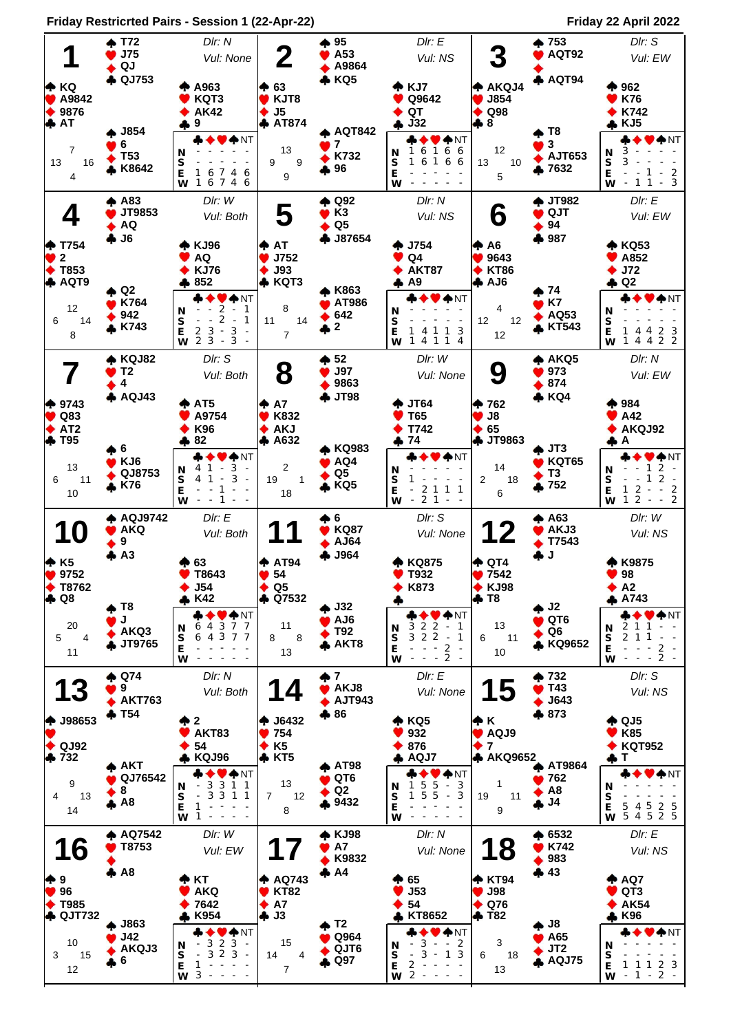# Friday Restricrted Pairs - Session 1 (22-Apr-22)

Friday 22 April 2022

## Board 1
Dlr: N — Vul: None

- **North:** ♠ T72 ♥ J75 ♦ QJ ♣ QJ753
- **West:** ♠ KQ ♥ A9842 ♦ 9876 ♣ AT
- **East:** ♠ A963 ♥ KQT3 ♦ AK42 ♣ 9
- **South:** ♠ J854 ♥ 6 ♦ T53 ♣ K8642

HCP: N 7, W 13, E 16, S 4

| | ♣ | ♦ | ♥ | ♠ | NT |
|---|---|---|---|---|---|
| N | - | - | - | - | - |
| S | - | - | - | - | - |
| E | 1 | 6 | 7 | 4 | 6 |
| W | 1 | 6 | 7 | 4 | 6 |

## Board 2
Dlr: E — Vul: NS

- **North:** ♠ 95 ♥ A53 ♦ A9864 ♣ KQ5
- **West:** ♠ 63 ♥ KJT8 ♦ J5 ♣ AT874
- **East:** ♠ KJ7 ♥ Q9642 ♦ QT ♣ J32
- **South:** ♠ AQT842 ♥ 7 ♦ K732 ♣ 96

HCP: N 13, W 9, E 9, S 9

| | ♣ | ♦ | ♥ | ♠ | NT |
|---|---|---|---|---|---|
| N | 1 | 6 | 1 | 6 | 6 |
| S | 1 | 6 | 1 | 6 | 6 |
| E | - | - | - | - | - |
| W | - | - | - | - | - |

## Board 3
Dlr: S — Vul: EW

- **North:** ♠ 753 ♥ AQT92 ♦ — ♣ AQT94
- **West:** ♠ AKQJ4 ♥ J854 ♦ Q98 ♣ 8
- **East:** ♠ 962 ♥ K76 ♦ K742 ♣ KJ5
- **South:** ♠ T8 ♥ 3 ♦ AJT653 ♣ 7632

HCP: N 12, W 13, E 10, S 5

| | ♣ | ♦ | ♥ | ♠ | NT |
|---|---|---|---|---|---|
| N | 3 | - | - | - | - |
| S | 3 | - | - | - | - |
| E | - | - | 1 | - | 2 |
| W | - | 1 | 1 | - | 3 |

## Board 4
Dlr: W — Vul: Both

- **North:** ♠ A83 ♥ JT9853 ♦ AQ ♣ J6
- **West:** ♠ T754 ♥ 2 ♦ T853 ♣ AQT9
- **East:** ♠ KJ96 ♥ AQ ♦ KJ76 ♣ 852
- **South:** ♠ Q2 ♥ K764 ♦ 942 ♣ K743

HCP: N 12, W 6, E 14, S 8

| | ♣ | ♦ | ♥ | ♠ | NT |
|---|---|---|---|---|---|
| N | - | - | 2 | - | 1 |
| S | - | - | 2 | - | 1 |
| E | 2 | 3 | - | 3 | - |
| W | 2 | 3 | - | 3 | - |

## Board 5
Dlr: N — Vul: NS

- **North:** ♠ Q92 ♥ K3 ♦ Q5 ♣ J87654
- **West:** ♠ AT ♥ J752 ♦ J93 ♣ KQT3
- **East:** ♠ J754 ♥ Q4 ♦ AKT87 ♣ A9
- **South:** ♠ K863 ♥ AT986 ♦ 642 ♣ 2

HCP: N 8, W 11, E 14, S 7

| | ♣ | ♦ | ♥ | ♠ | NT |
|---|---|---|---|---|---|
| N | - | - | - | - | - |
| S | - | - | - | - | - |
| E | 1 | 4 | 1 | 1 | 3 |
| W | 1 | 4 | 1 | 1 | 4 |

## Board 6
Dlr: E — Vul: EW

- **North:** ♠ JT982 ♥ QJT ♦ 94 ♣ 987
- **West:** ♠ A6 ♥ 9643 ♦ KT86 ♣ AJ6
- **East:** ♠ KQ53 ♥ A852 ♦ J72 ♣ Q2
- **South:** ♠ 74 ♥ K7 ♦ AQ53 ♣ KT543

HCP: N 4, W 12, E 12, S 12

| | ♣ | ♦ | ♥ | ♠ | NT |
|---|---|---|---|---|---|
| N | - | - | - | - | - |
| S | - | - | - | - | - |
| E | 1 | 4 | 4 | 2 | 3 |
| W | 1 | 4 | 4 | 2 | 2 |

## Board 7
Dlr: S — Vul: Both

- **North:** ♠ KQJ82 ♥ T2 ♦ 4 ♣ AQJ43
- **West:** ♠ 9743 ♥ Q83 ♦ AT2 ♣ T95
- **East:** ♠ AT5 ♥ A9754 ♦ K96 ♣ 82
- **South:** ♠ 6 ♥ KJ6 ♦ QJ8753 ♣ K76

HCP: N 13, W 6, E 11, S 10

| | ♣ | ♦ | ♥ | ♠ | NT |
|---|---|---|---|---|---|
| N | 4 | 1 | - | 3 | - |
| S | 4 | 1 | - | 3 | - |
| E | - | - | 1 | - | - |
| W | - | - | 1 | - | - |

## Board 8
Dlr: W — Vul: None

- **North:** ♠ 52 ♥ J97 ♦ 9863 ♣ JT98
- **West:** ♠ A7 ♥ K832 ♦ AKJ ♣ A632
- **East:** ♠ JT64 ♥ T65 ♦ T742 ♣ 74
- **South:** ♠ KQ983 ♥ AQ4 ♦ Q5 ♣ KQ5

HCP: N 2, W 19, E 1, S 18

| | ♣ | ♦ | ♥ | ♠ | NT |
|---|---|---|---|---|---|
| N | - | - | - | - | - |
| S | 1 | - | - | - | - |
| E | - | 2 | 1 | 1 | 1 |
| W | - | 2 | 1 | - | - |

## Board 9
Dlr: N — Vul: EW

- **North:** ♠ AKQ5 ♥ 973 ♦ 874 ♣ KQ4
- **West:** ♠ 762 ♥ J8 ♦ 65 ♣ JT9863
- **East:** ♠ 984 ♥ A42 ♦ AKQJ92 ♣ A
- **South:** ♠ JT3 ♥ KQT65 ♦ T3 ♣ 752

HCP: N 14, W 2, E 18, S 6

| | ♣ | ♦ | ♥ | ♠ | NT |
|---|---|---|---|---|---|
| N | - | - | 1 | 2 | - |
| S | - | - | 1 | 2 | - |
| E | 1 | 2 | - | - | 2 |
| W | 1 | 2 | - | - | 2 |

## Board 10
Dlr: E — Vul: Both

- **North:** ♠ AQJ9742 ♥ AKQ ♦ 9 ♣ A3
- **West:** ♠ K5 ♥ 9752 ♦ T8762 ♣ Q8
- **East:** ♠ 63 ♥ T8643 ♦ J54 ♣ K42
- **South:** ♠ T8 ♥ J ♦ AKQ3 ♣ JT9765

HCP: N 20, W 5, E 4, S 11

| | ♣ | ♦ | ♥ | ♠ | NT |
|---|---|---|---|---|---|
| N | 6 | 4 | 3 | 7 | 7 |
| S | 6 | 4 | 3 | 7 | 7 |
| E | - | - | - | - | - |
| W | - | - | - | - | - |

## Board 11
Dlr: S — Vul: None

- **North:** ♠ 6 ♥ KQ87 ♦ AJ64 ♣ J964
- **West:** ♠ AT94 ♥ 54 ♦ Q5 ♣ Q7532
- **East:** ♠ KQ875 ♥ T932 ♦ K873 ♣ —
- **South:** ♠ J32 ♥ AJ6 ♦ T92 ♣ AKT8

HCP: N 11, W 8, E 8, S 13

| | ♣ | ♦ | ♥ | ♠ | NT |
|---|---|---|---|---|---|
| N | 3 | 2 | 2 | - | 1 |
| S | 3 | 2 | 2 | - | 1 |
| E | - | - | - | 2 | - |
| W | - | - | - | 2 | - |

## Board 12
Dlr: W — Vul: NS

- **North:** ♠ A63 ♥ AKJ3 ♦ T7543 ♣ J
- **West:** ♠ QT4 ♥ 7542 ♦ KJ98 ♣ T8
- **East:** ♠ K9875 ♥ 98 ♦ A2 ♣ A743
- **South:** ♠ J2 ♥ QT6 ♦ Q6 ♣ KQ9652

HCP: N 13, W 6, E 11, S 10

| | ♣ | ♦ | ♥ | ♠ | NT |
|---|---|---|---|---|---|
| N | 2 | 1 | 1 | - | - |
| S | 2 | 1 | 1 | - | - |
| E | - | - | - | 2 | - |
| W | - | - | - | 2 | - |

## Board 13
Dlr: N — Vul: Both

- **North:** ♠ Q74 ♥ 9 ♦ AKT763 ♣ T54
- **West:** ♠ J98653 ♥ — ♦ QJ92 ♣ 732
- **East:** ♠ 2 ♥ AKT83 ♦ 54 ♣ KQJ96
- **South:** ♠ AKT ♥ QJ76542 ♦ 8 ♣ A8

HCP: N 9, W 4, E 13, S 14

| | ♣ | ♦ | ♥ | ♠ | NT |
|---|---|---|---|---|---|
| N | - | 3 | 3 | 1 | 1 |
| S | - | 3 | 3 | 1 | 1 |
| E | 1 | - | - | - | - |
| W | 1 | - | - | - | - |

## Board 14
Dlr: E — Vul: None

- **North:** ♠ 7 ♥ AKJ8 ♦ AJT943 ♣ 86
- **West:** ♠ J6432 ♥ 754 ♦ K5 ♣ KT5
- **East:** ♠ KQ5 ♥ 932 ♦ 876 ♣ AQJ7
- **South:** ♠ AT98 ♥ QT6 ♦ Q2 ♣ 9432

HCP: N 13, W 7, E 12, S 8

| | ♣ | ♦ | ♥ | ♠ | NT |
|---|---|---|---|---|---|
| N | 1 | 5 | 5 | - | 3 |
| S | 1 | 5 | 5 | - | 3 |
| E | - | - | - | - | - |
| W | - | - | - | - | - |

## Board 15
Dlr: S — Vul: NS

- **North:** ♠ 732 ♥ T43 ♦ J643 ♣ 873
- **West:** ♠ K ♥ AQJ9 ♦ 7 ♣ AKQ9652
- **East:** ♠ QJ5 ♥ K85 ♦ KQT952 ♣ T
- **South:** ♠ AT9864 ♥ 762 ♦ A8 ♣ J4

HCP: N 1, W 19, E 11, S 9

| | ♣ | ♦ | ♥ | ♠ | NT |
|---|---|---|---|---|---|
| N | - | - | - | - | - |
| S | - | - | - | - | - |
| E | 5 | 4 | 5 | 2 | 5 |
| W | 5 | 4 | 5 | 2 | 5 |

## Board 16
Dlr: W — Vul: EW

- **North:** ♠ AQ7542 ♥ T8753 ♦ — ♣ A8
- **West:** ♠ 9 ♥ 96 ♦ T985 ♣ QJT732
- **East:** ♠ KT ♥ AKQ ♦ 7642 ♣ K954
- **South:** ♠ J863 ♥ J42 ♦ AKQJ3 ♣ 6

HCP: N 10, W 3, E 15, S 12

| | ♣ | ♦ | ♥ | ♠ | NT |
|---|---|---|---|---|---|
| N | - | 3 | 2 | 3 | - |
| S | - | 3 | 2 | 3 | - |
| E | 1 | - | - | - | - |
| W | 3 | - | - | - | - |

## Board 17
Dlr: N — Vul: None

- **North:** ♠ KJ98 ♥ A7 ♦ K9832 ♣ A4
- **West:** ♠ AQ743 ♥ KT82 ♦ A7 ♣ J3
- **East:** ♠ 65 ♥ J53 ♦ 54 ♣ KT8652
- **South:** ♠ T2 ♥ Q964 ♦ QJT6 ♣ Q97

HCP: N 15, W 14, E 4, S 7

| | ♣ | ♦ | ♥ | ♠ | NT |
|---|---|---|---|---|---|
| N | - | 3 | - | - | 2 |
| S | - | 3 | - | 1 | 3 |
| E | 2 | - | - | - | - |
| W | 2 | - | - | - | - |

## Board 18
Dlr: E — Vul: NS

- **North:** ♠ 6532 ♥ K742 ♦ 983 ♣ 43
- **West:** ♠ KT94 ♥ J98 ♦ Q76 ♣ T82
- **East:** ♠ AQ7 ♥ QT3 ♦ AK54 ♣ K96
- **South:** ♠ J8 ♥ A65 ♦ JT2 ♣ AQJ75

HCP: N 3, W 6, E 18, S 13

| | ♣ | ♦ | ♥ | ♠ | NT |
|---|---|---|---|---|---|
| N | - | - | - | - | - |
| S | - | - | - | - | - |
| E | 1 | 1 | 1 | 2 | 3 |
| W | - | 1 | - | 2 | - |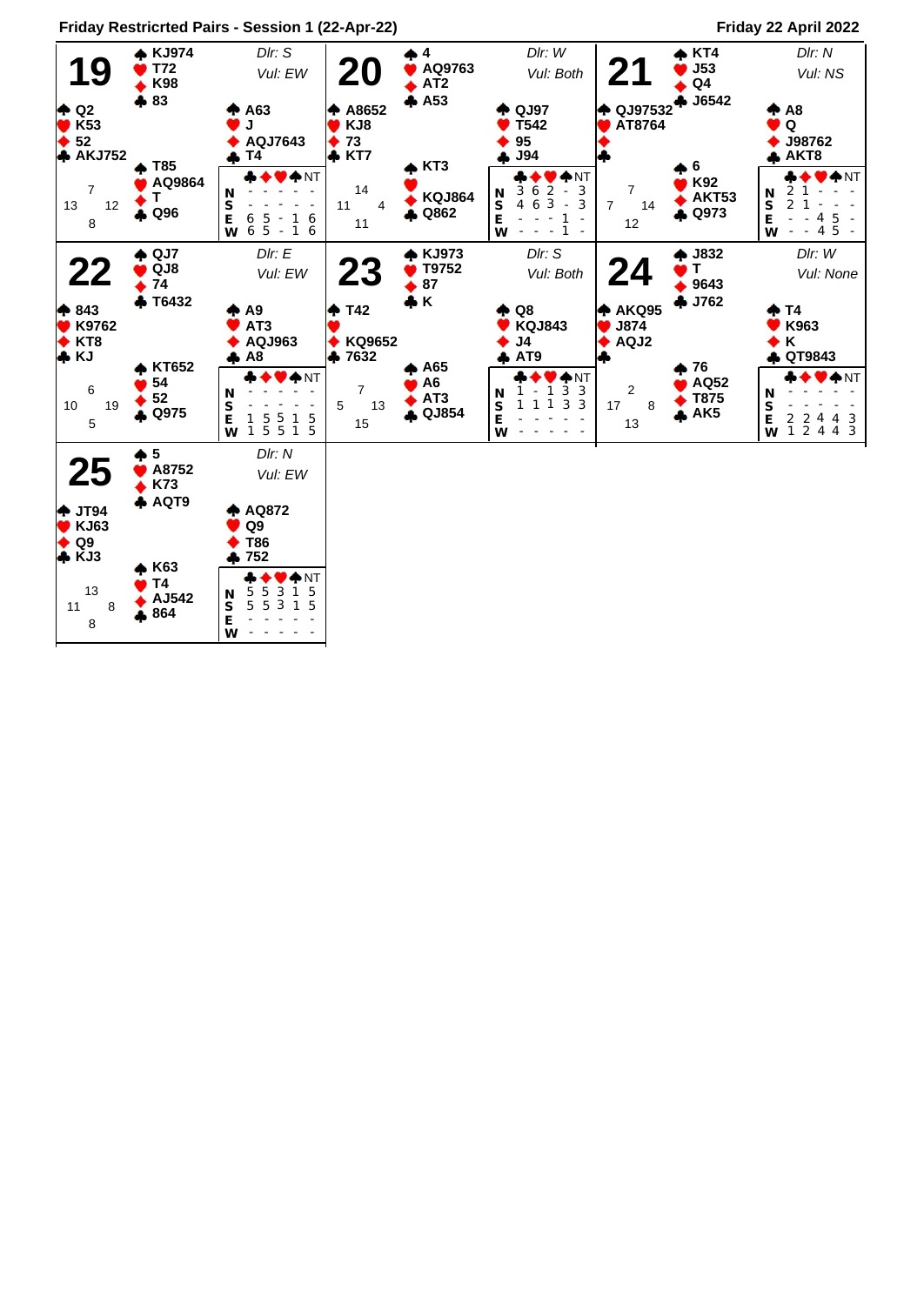# Friday Restricrted Pairs - Session 1 (22-Apr-22)

Friday 22 April 2022

## Board 19

Dlr: S  Vul: EW

North: ♠ KJ974 ♥ T72 ♦ K98 ♣ 83

West: ♠ Q2 ♥ K53 ♦ 52 ♣ AKJ752

East: ♠ A63 ♥ J ♦ AQJ7643 ♣ T4

South: ♠ T85 ♥ AQ9864 ♦ T ♣ Q96

HCP: N 7, W 13, E 12, S 8

| | ♣ | ♦ | ♥ | ♠ | NT |
|---|---|---|---|---|---|
| N | - | - | - | - | - |
| S | - | - | - | - | - |
| E | 6 | 5 | - | 1 | 6 |
| W | 6 | 5 | - | 1 | 6 |

## Board 20

Dlr: W  Vul: Both

North: ♠ 4 ♥ AQ9763 ♦ AT2 ♣ A53

West: ♠ A8652 ♥ KJ8 ♦ 73 ♣ KT7

East: ♠ QJ97 ♥ T542 ♦ 95 ♣ J94

South: ♠ KT3 ♥ — ♦ KQJ864 ♣ Q862

HCP: N 14, W 11, E 4, S 11

| | ♣ | ♦ | ♥ | ♠ | NT |
|---|---|---|---|---|---|
| N | 3 | 6 | 2 | - | 3 |
| S | 4 | 6 | 3 | - | 3 |
| E | - | - | - | 1 | - |
| W | - | - | - | 1 | - |

## Board 21

Dlr: N  Vul: NS

North: ♠ KT4 ♥ J53 ♦ Q4 ♣ J6542

West: ♠ QJ97532 ♥ AT8764 ♦ — ♣ —

East: ♠ A8 ♥ Q ♦ J98762 ♣ AKT8

South: ♠ 6 ♥ K92 ♦ AKT53 ♣ Q973

HCP: N 7, W 7, E 14, S 12

| | ♣ | ♦ | ♥ | ♠ | NT |
|---|---|---|---|---|---|
| N | 2 | 1 | - | - | - |
| S | 2 | 1 | - | - | - |
| E | - | - | 4 | 5 | - |
| W | - | - | 4 | 5 | - |

## Board 22

Dlr: E  Vul: EW

North: ♠ QJ7 ♥ QJ8 ♦ 74 ♣ T6432

West: ♠ 843 ♥ K9762 ♦ KT8 ♣ KJ

East: ♠ A9 ♥ AT3 ♦ AQJ963 ♣ A8

South: ♠ KT652 ♥ 54 ♦ 52 ♣ Q975

HCP: N 6, W 10, E 19, S 5

| | ♣ | ♦ | ♥ | ♠ | NT |
|---|---|---|---|---|---|
| N | - | - | - | - | - |
| S | - | - | - | - | - |
| E | 1 | 5 | 5 | 1 | 5 |
| W | 1 | 5 | 5 | 1 | 5 |

## Board 23

Dlr: S  Vul: Both

North: ♠ KJ973 ♥ T9752 ♦ 87 ♣ K

West: ♠ T42 ♥ — ♦ KQ9652 ♣ 7632

East: ♠ Q8 ♥ KQJ843 ♦ J4 ♣ AT9

South: ♠ A65 ♥ A6 ♦ AT3 ♣ QJ854

HCP: N 7, W 5, E 13, S 15

| | ♣ | ♦ | ♥ | ♠ | NT |
|---|---|---|---|---|---|
| N | 1 | - | 1 | 3 | 3 |
| S | 1 | 1 | 1 | 3 | 3 |
| E | - | - | - | - | - |
| W | - | - | - | - | - |

## Board 24

Dlr: W  Vul: None

North: ♠ J832 ♥ T ♦ 9643 ♣ J762

West: ♠ AKQ95 ♥ J874 ♦ AQJ2 ♣ —

East: ♠ T4 ♥ K963 ♦ K ♣ QT9843

South: ♠ 76 ♥ AQ52 ♦ T875 ♣ AK5

HCP: N 2, W 17, E 8, S 13

| | ♣ | ♦ | ♥ | ♠ | NT |
|---|---|---|---|---|---|
| N | - | - | - | - | - |
| S | - | - | - | - | - |
| E | 2 | 2 | 4 | 4 | 3 |
| W | 1 | 2 | 4 | 4 | 3 |

## Board 25

Dlr: N  Vul: EW

North: ♠ 5 ♥ A8752 ♦ K73 ♣ AQT9

West: ♠ JT94 ♥ KJ63 ♦ Q9 ♣ KJ3

East: ♠ AQ872 ♥ Q9 ♦ T86 ♣ 752

South: ♠ K63 ♥ T4 ♦ AJ542 ♣ 864

HCP: N 13, W 11, E 8, S 8

| | ♣ | ♦ | ♥ | ♠ | NT |
|---|---|---|---|---|---|
| N | 5 | 5 | 3 | 1 | 5 |
| S | 5 | 5 | 3 | 1 | 5 |
| E | - | - | - | - | - |
| W | - | - | - | - | - |